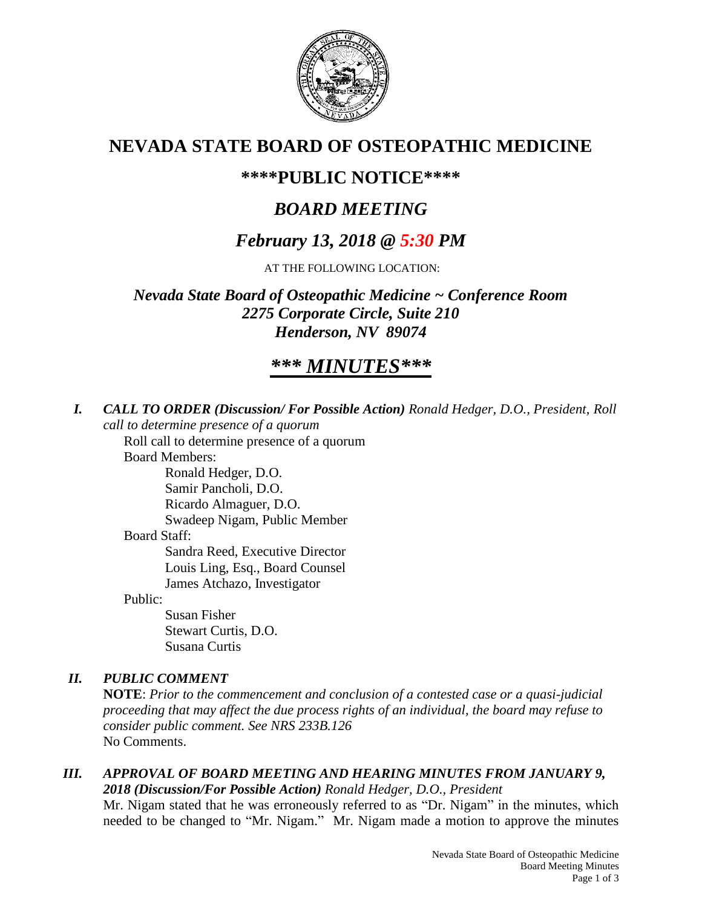# NEVADA STATE BOARD OF OSTEOPATHIC MEDICINE

## \*\*\*\*PUBLIC NOTICE\*\*\*\*

## *BOARD MEETING*

## *February 13, 2018 @ 5:30 PM*

AT THE FOLLOWING LOCATION:

***Nevada State Board of Osteopathic Medicine ~ Conference Room***
***2275 Corporate Circle, Suite 210***
***Henderson, NV 89074***

# ***\*\*\* MINUTES\*\*\****

***I. CALL TO ORDER (Discussion/ For Possible Action)*** *Ronald Hedger, D.O., President, Roll call to determine presence of a quorum*

Roll call to determine presence of a quorum

Board Members:

- Ronald Hedger, D.O.
- Samir Pancholi, D.O.
- Ricardo Almaguer, D.O.
- Swadeep Nigam, Public Member

Board Staff:

- Sandra Reed, Executive Director
- Louis Ling, Esq., Board Counsel
- James Atchazo, Investigator

Public:

- Susan Fisher
- Stewart Curtis, D.O.
- Susana Curtis

***II. PUBLIC COMMENT***

**NOTE**: *Prior to the commencement and conclusion of a contested case or a quasi-judicial proceeding that may affect the due process rights of an individual, the board may refuse to consider public comment. See NRS 233B.126*

No Comments.

***III. APPROVAL OF BOARD MEETING AND HEARING MINUTES FROM JANUARY 9, 2018 (Discussion/For Possible Action)*** *Ronald Hedger, D.O., President*

Mr. Nigam stated that he was erroneously referred to as "Dr. Nigam" in the minutes, which needed to be changed to "Mr. Nigam." Mr. Nigam made a motion to approve the minutes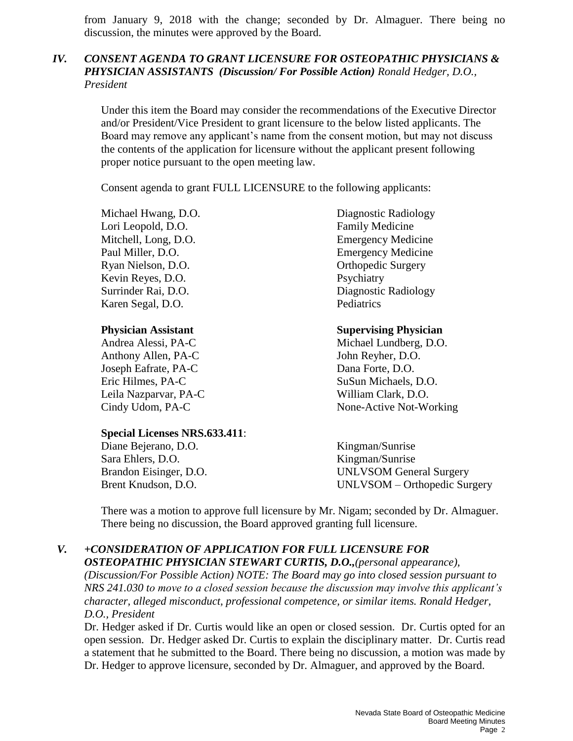from January 9, 2018 with the change; seconded by Dr. Almaguer. There being no discussion, the minutes were approved by the Board.

### *IV. CONSENT AGENDA TO GRANT LICENSURE FOR OSTEOPATHIC PHYSICIANS & PHYSICIAN ASSISTANTS (Discussion/ For Possible Action) Ronald Hedger, D.O., President*

Under this item the Board may consider the recommendations of the Executive Director and/or President/Vice President to grant licensure to the below listed applicants. The Board may remove any applicant's name from the consent motion, but may not discuss the contents of the application for licensure without the applicant present following proper notice pursuant to the open meeting law.

Consent agenda to grant FULL LICENSURE to the following applicants:

| | |
|---|---|
| Michael Hwang, D.O. | Diagnostic Radiology |
| Lori Leopold, D.O. | Family Medicine |
| Mitchell, Long, D.O. | Emergency Medicine |
| Paul Miller, D.O. | Emergency Medicine |
| Ryan Nielson, D.O. | Orthopedic Surgery |
| Kevin Reyes, D.O. | Psychiatry |
| Surrinder Rai, D.O. | Diagnostic Radiology |
| Karen Segal, D.O. | Pediatrics |

| **Physician Assistant** | **Supervising Physician** |
|---|---|
| Andrea Alessi, PA-C | Michael Lundberg, D.O. |
| Anthony Allen, PA-C | John Reyher, D.O. |
| Joseph Eafrate, PA-C | Dana Forte, D.O. |
| Eric Hilmes, PA-C | SuSun Michaels, D.O. |
| Leila Nazparvar, PA-C | William Clark, D.O. |
| Cindy Udom, PA-C | None-Active Not-Working |

**Special Licenses NRS.633.411**:

| | |
|---|---|
| Diane Bejerano, D.O. | Kingman/Sunrise |
| Sara Ehlers, D.O. | Kingman/Sunrise |
| Brandon Eisinger, D.O. | UNLVSOM General Surgery |
| Brent Knudson, D.O. | UNLVSOM – Orthopedic Surgery |

There was a motion to approve full licensure by Mr. Nigam; seconded by Dr. Almaguer. There being no discussion, the Board approved granting full licensure.

### *V. +CONSIDERATION OF APPLICATION FOR FULL LICENSURE FOR OSTEOPATHIC PHYSICIAN STEWART CURTIS, D.O.,(personal appearance), (Discussion/For Possible Action) NOTE: The Board may go into closed session pursuant to NRS 241.030 to move to a closed session because the discussion may involve this applicant's character, alleged misconduct, professional competence, or similar items. Ronald Hedger, D.O., President*

Dr. Hedger asked if Dr. Curtis would like an open or closed session. Dr. Curtis opted for an open session. Dr. Hedger asked Dr. Curtis to explain the disciplinary matter. Dr. Curtis read a statement that he submitted to the Board. There being no discussion, a motion was made by Dr. Hedger to approve licensure, seconded by Dr. Almaguer, and approved by the Board.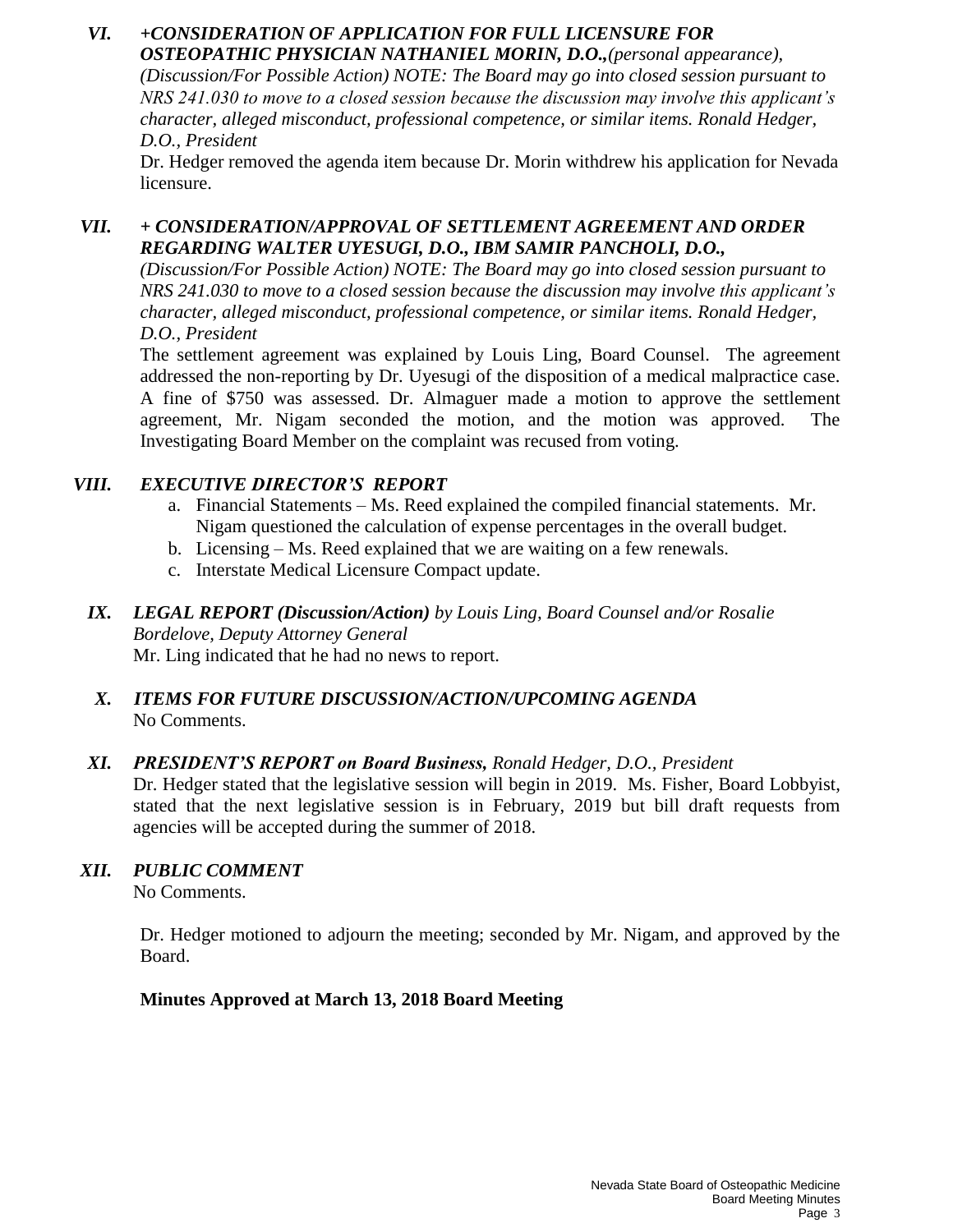*VI.* ***+CONSIDERATION OF APPLICATION FOR FULL LICENSURE FOR OSTEOPATHIC PHYSICIAN NATHANIEL MORIN, D.O.,****(personal appearance), (Discussion/For Possible Action) NOTE: The Board may go into closed session pursuant to NRS 241.030 to move to a closed session because the discussion may involve this applicant's character, alleged misconduct, professional competence, or similar items. Ronald Hedger, D.O., President*

Dr. Hedger removed the agenda item because Dr. Morin withdrew his application for Nevada licensure.

*VII.* ***+ CONSIDERATION/APPROVAL OF SETTLEMENT AGREEMENT AND ORDER REGARDING WALTER UYESUGI, D.O., IBM SAMIR PANCHOLI, D.O.,*** *(Discussion/For Possible Action) NOTE: The Board may go into closed session pursuant to NRS 241.030 to move to a closed session because the discussion may involve this applicant's character, alleged misconduct, professional competence, or similar items. Ronald Hedger, D.O., President*

The settlement agreement was explained by Louis Ling, Board Counsel. The agreement addressed the non-reporting by Dr. Uyesugi of the disposition of a medical malpractice case. A fine of $750 was assessed. Dr. Almaguer made a motion to approve the settlement agreement, Mr. Nigam seconded the motion, and the motion was approved. The Investigating Board Member on the complaint was recused from voting.

*VIII.* ***EXECUTIVE DIRECTOR'S REPORT***

a. Financial Statements – Ms. Reed explained the compiled financial statements. Mr. Nigam questioned the calculation of expense percentages in the overall budget.
b. Licensing – Ms. Reed explained that we are waiting on a few renewals.
c. Interstate Medical Licensure Compact update.

*IX.* ***LEGAL REPORT (Discussion/Action)*** *by Louis Ling, Board Counsel and/or Rosalie Bordelove, Deputy Attorney General*

Mr. Ling indicated that he had no news to report.

*X.* ***ITEMS FOR FUTURE DISCUSSION/ACTION/UPCOMING AGENDA***

No Comments.

*XI.* ***PRESIDENT'S REPORT on Board Business,*** *Ronald Hedger, D.O., President*

Dr. Hedger stated that the legislative session will begin in 2019. Ms. Fisher, Board Lobbyist, stated that the next legislative session is in February, 2019 but bill draft requests from agencies will be accepted during the summer of 2018.

*XII.* ***PUBLIC COMMENT***

No Comments.

Dr. Hedger motioned to adjourn the meeting; seconded by Mr. Nigam, and approved by the Board.

**Minutes Approved at March 13, 2018 Board Meeting**